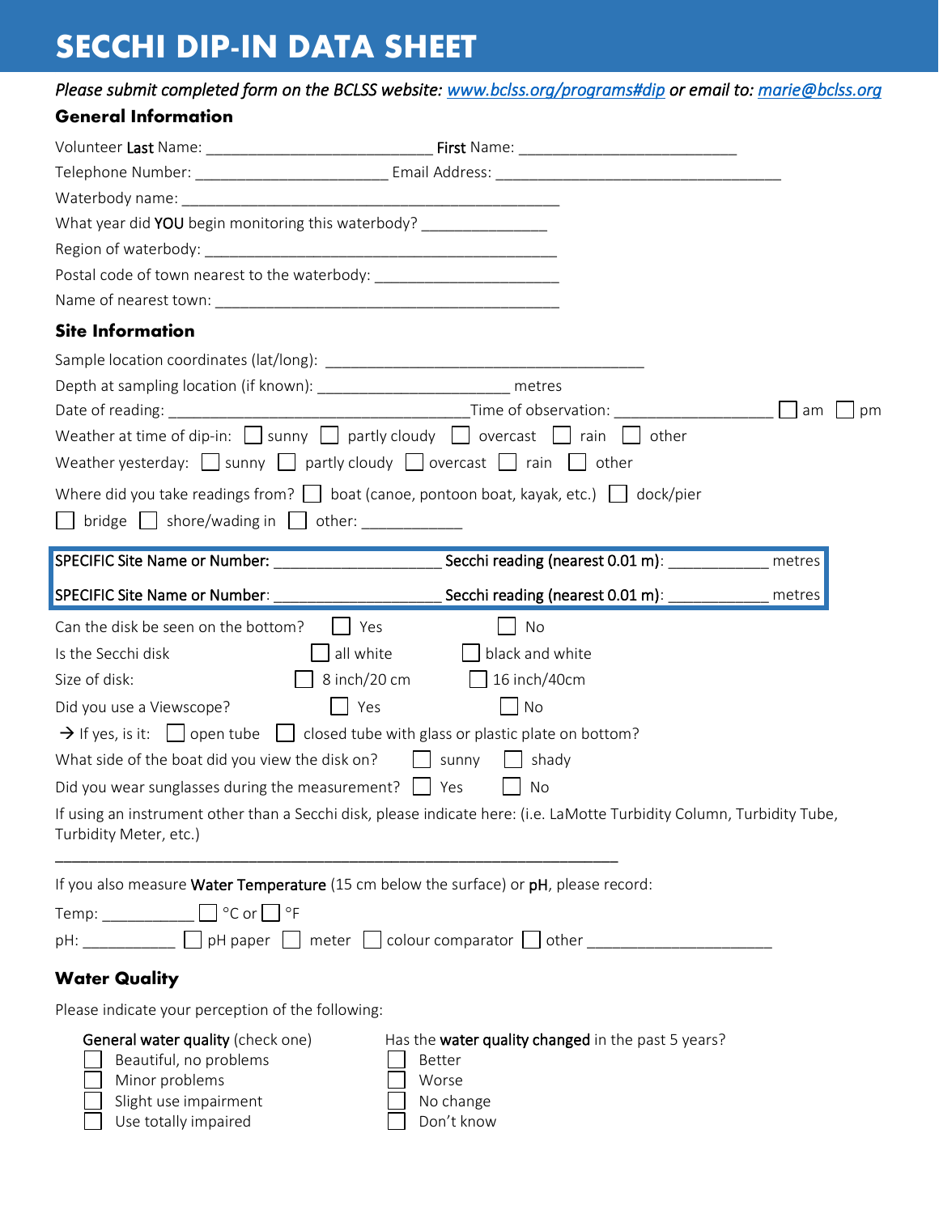# SECCHI DIP-IN DATA SHEET

*Please submit completed form on the BCLSS website: [www.bclss.org/programs#dip](www.bclss.org/programs#dip) or email to: [marie@bclss.org](mailto:marie@bclss.org)*

## General Information

Volunteer **Last** Name: ___________________________ **First** Name: __________________________

Telephone Number: _______________________ Email Address: __________________________________

Waterbody name: ______________________________________________

What year did **YOU** begin monitoring this waterbody? _______________

Region of waterbody: ___________________________________________

Postal code of town nearest to the waterbody: ______________________

Name of nearest town: ___________________________________________

## Site Information

Sample location coordinates (lat/long): ______________________________________

Depth at sampling location (if known): _______________________ metres

Date of reading: ____________________________________Time of observation: ___________________ ☐ am ☐ pm

Weather at time of dip-in: ☐ sunny ☐ partly cloudy ☐ overcast ☐ rain ☐ other

Weather yesterday: ☐ sunny ☐ partly cloudy ☐ overcast ☐ rain ☐ other

Where did you take readings from? ☐ boat (canoe, pontoon boat, kayak, etc.) ☐ dock/pier

☐ bridge ☐ shore/wading in ☐ other: ____________

SPECIFIC Site Name or Number: ____________________ Secchi reading (nearest 0.01 m): ____________ metres

SPECIFIC Site Name or Number: ____________________ Secchi reading (nearest 0.01 m): ____________ metres

Can the disk be seen on the bottom? ☐ Yes ☐ No

Is the Secchi disk ☐ all white ☐ black and white

Size of disk: ☐ 8 inch/20 cm ☐ 16 inch/40cm

Did you use a Viewscope? ☐ Yes ☐ No

→ If yes, is it: ☐ open tube ☐ closed tube with glass or plastic plate on bottom?

What side of the boat did you view the disk on? ☐ sunny ☐ shady

Did you wear sunglasses during the measurement? ☐ Yes ☐ No

If using an instrument other than a Secchi disk, please indicate here: (i.e. LaMotte Turbidity Column, Turbidity Tube, Turbidity Meter, etc.)

_____________________________________________________________________

If you also measure **Water Temperature** (15 cm below the surface) or **pH**, please record:

Temp: ___________ ☐ °C or ☐ °F

pH: ___________ ☐ pH paper ☐ meter ☐ colour comparator ☐ other ______________________

## Water Quality

Please indicate your perception of the following:

**General water quality** (check one)

☐ Beautiful, no problems

☐ Minor problems

☐ Slight use impairment

☐ Use totally impaired

Has the **water quality changed** in the past 5 years?

☐ Better

☐ Worse

☐ No change

☐ Don't know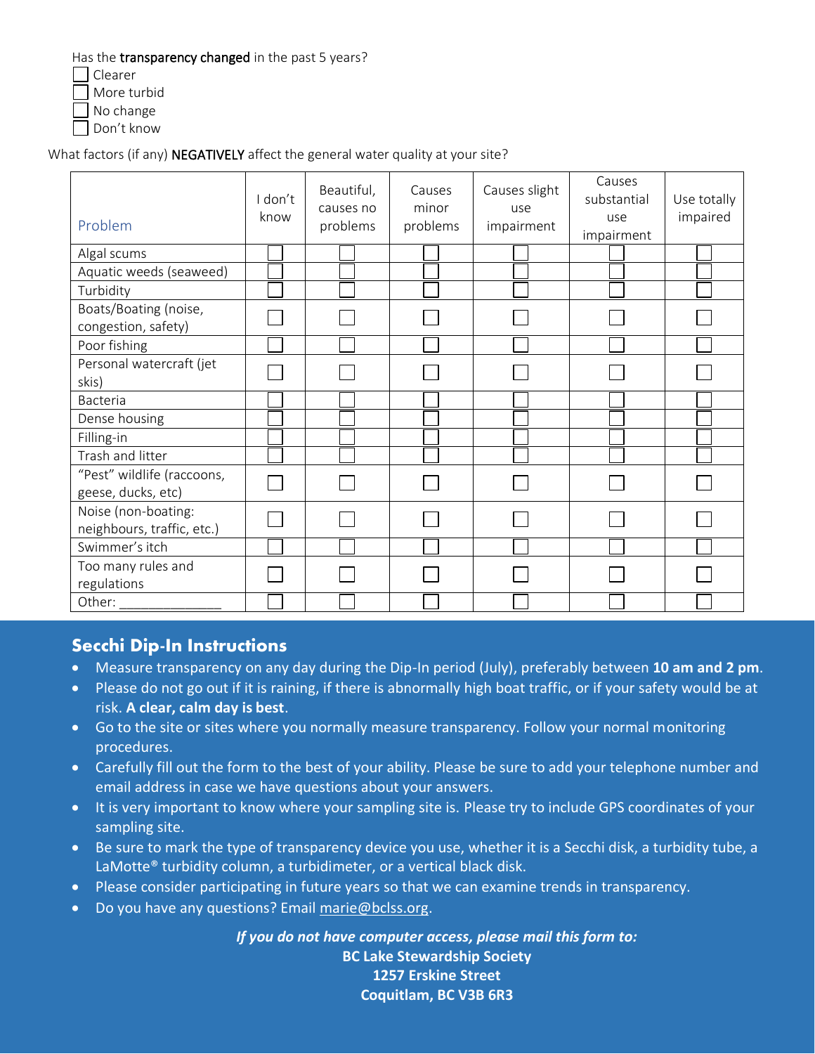Has the **transparency changed** in the past 5 years?

- ☐ Clearer
- ☐ More turbid
- ☐ No change
- ☐ Don't know

What factors (if any) **NEGATIVELY** affect the general water quality at your site?

| Problem | I don't know | Beautiful, causes no problems | Causes minor problems | Causes slight use impairment | Causes substantial use impairment | Use totally impaired |
|---|---|---|---|---|---|---|
| Algal scums | ☐ | ☐ | ☐ | ☐ | ☐ | ☐ |
| Aquatic weeds (seaweed) | ☐ | ☐ | ☐ | ☐ | ☐ | ☐ |
| Turbidity | ☐ | ☐ | ☐ | ☐ | ☐ | ☐ |
| Boats/Boating (noise, congestion, safety) | ☐ | ☐ | ☐ | ☐ | ☐ | ☐ |
| Poor fishing | ☐ | ☐ | ☐ | ☐ | ☐ | ☐ |
| Personal watercraft (jet skis) | ☐ | ☐ | ☐ | ☐ | ☐ | ☐ |
| Bacteria | ☐ | ☐ | ☐ | ☐ | ☐ | ☐ |
| Dense housing | ☐ | ☐ | ☐ | ☐ | ☐ | ☐ |
| Filling-in | ☐ | ☐ | ☐ | ☐ | ☐ | ☐ |
| Trash and litter | ☐ | ☐ | ☐ | ☐ | ☐ | ☐ |
| "Pest" wildlife (raccoons, geese, ducks, etc) | ☐ | ☐ | ☐ | ☐ | ☐ | ☐ |
| Noise (non-boating: neighbours, traffic, etc.) | ☐ | ☐ | ☐ | ☐ | ☐ | ☐ |
| Swimmer's itch | ☐ | ☐ | ☐ | ☐ | ☐ | ☐ |
| Too many rules and regulations | ☐ | ☐ | ☐ | ☐ | ☐ | ☐ |
| Other: ______________ | ☐ | ☐ | ☐ | ☐ | ☐ | ☐ |

## Secchi Dip-In Instructions

- Measure transparency on any day during the Dip-In period (July), preferably between **10 am and 2 pm**.
- Please do not go out if it is raining, if there is abnormally high boat traffic, or if your safety would be at risk. **A clear, calm day is best**.
- Go to the site or sites where you normally measure transparency. Follow your normal monitoring procedures.
- Carefully fill out the form to the best of your ability. Please be sure to add your telephone number and email address in case we have questions about your answers.
- It is very important to know where your sampling site is. Please try to include GPS coordinates of your sampling site.
- Be sure to mark the type of transparency device you use, whether it is a Secchi disk, a turbidity tube, a LaMotte® turbidity column, a turbidimeter, or a vertical black disk.
- Please consider participating in future years so that we can examine trends in transparency.
- Do you have any questions? Email marie@bclss.org.

***If you do not have computer access, please mail this form to:***

**BC Lake Stewardship Society**
**1257 Erskine Street**
**Coquitlam, BC V3B 6R3**